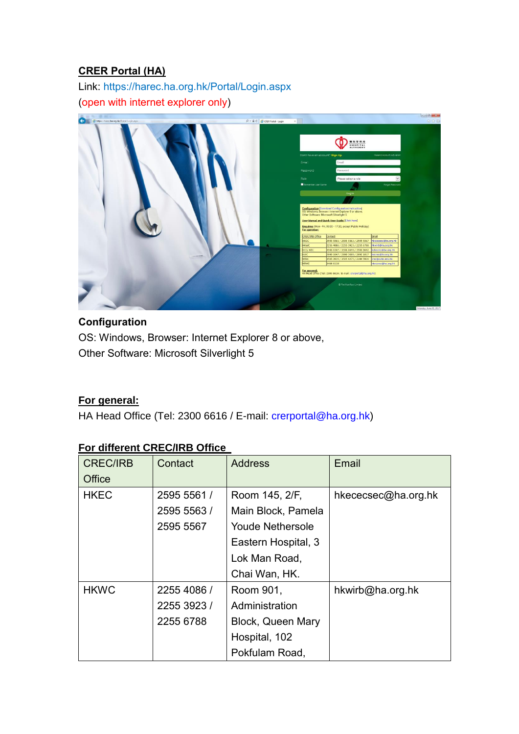**CRER Portal (HA)**

Link: https://harec.ha.org.hk/Portal/Login.aspx

(open with internet explorer only)

**Configuration**

OS: Windows, Browser: Internet Explorer 8 or above,

Other Software: Microsoft Silverlight 5

**For general:**

HA Head Office (Tel: 2300 6616 / E-mail: crerportal@ha.org.hk)

**For different CREC/IRB Office**

| CREC/IRB Office | Contact | Address | Email |
|---|---|---|---|
| HKEC | 2595 5561 / 2595 5563 / 2595 5567 | Room 145, 2/F, Main Block, Pamela Youde Nethersole Eastern Hospital, 3 Lok Man Road, Chai Wan, HK. | hkececsec@ha.org.hk |
| HKWC | 2255 4086 / 2255 3923 / 2255 6788 | Room 901, Administration Block, Queen Mary Hospital, 102 Pokfulam Road, | hkwirb@ha.org.hk |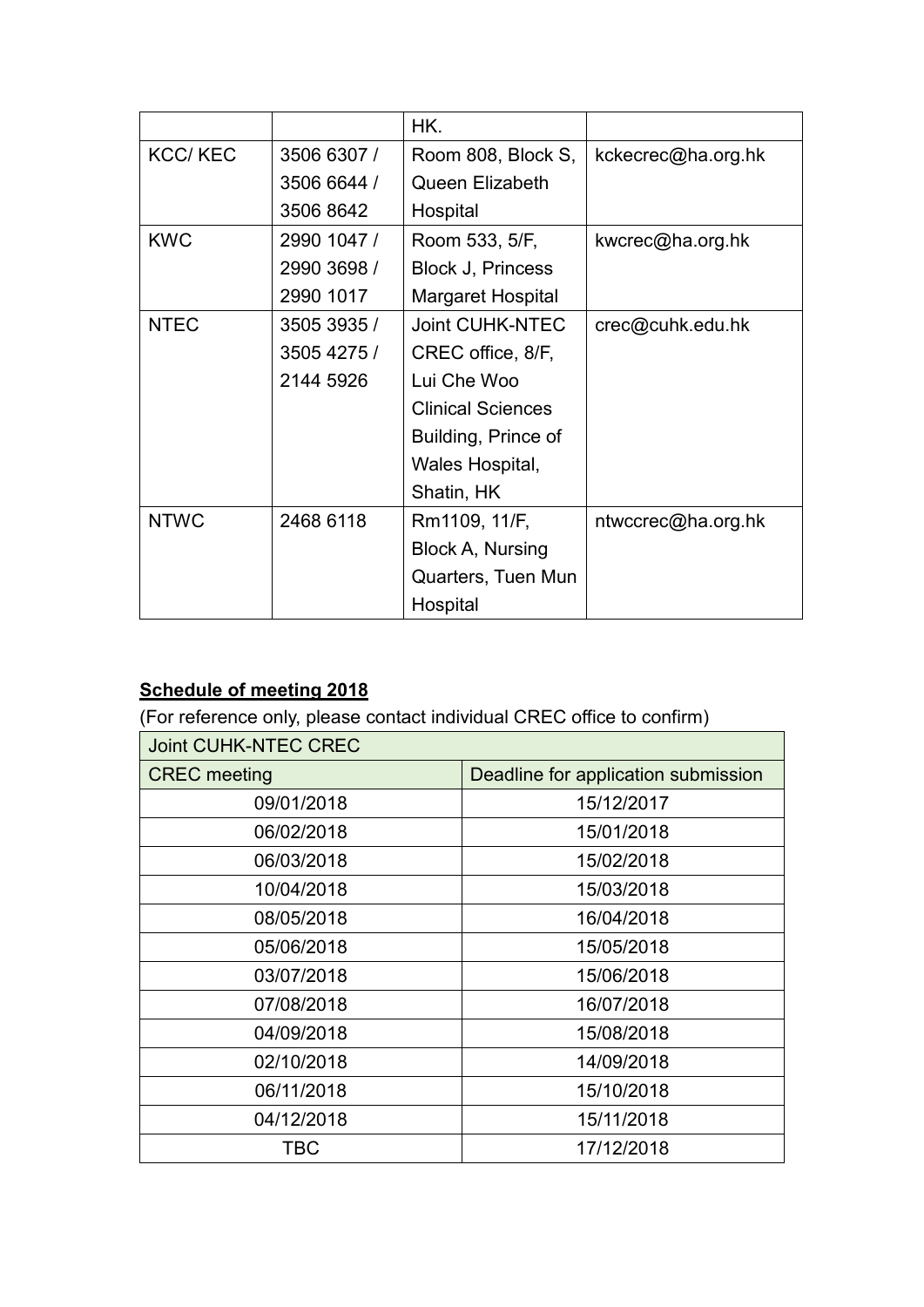| | | HK. | |
|---|---|---|---|
| KCC/ KEC | 3506 6307 / 3506 6644 / 3506 8642 | Room 808, Block S, Queen Elizabeth Hospital | kckecrec@ha.org.hk |
| KWC | 2990 1047 / 2990 3698 / 2990 1017 | Room 533, 5/F, Block J, Princess Margaret Hospital | kwcrec@ha.org.hk |
| NTEC | 3505 3935 / 3505 4275 / 2144 5926 | Joint CUHK-NTEC CREC office, 8/F, Lui Che Woo Clinical Sciences Building, Prince of Wales Hospital, Shatin, HK | crec@cuhk.edu.hk |
| NTWC | 2468 6118 | Rm1109, 11/F, Block A, Nursing Quarters, Tuen Mun Hospital | ntwccrec@ha.org.hk |

**Schedule of meeting 2018**

(For reference only, please contact individual CREC office to confirm)

| Joint CUHK-NTEC CREC | |
|---|---|
| CREC meeting | Deadline for application submission |
| 09/01/2018 | 15/12/2017 |
| 06/02/2018 | 15/01/2018 |
| 06/03/2018 | 15/02/2018 |
| 10/04/2018 | 15/03/2018 |
| 08/05/2018 | 16/04/2018 |
| 05/06/2018 | 15/05/2018 |
| 03/07/2018 | 15/06/2018 |
| 07/08/2018 | 16/07/2018 |
| 04/09/2018 | 15/08/2018 |
| 02/10/2018 | 14/09/2018 |
| 06/11/2018 | 15/10/2018 |
| 04/12/2018 | 15/11/2018 |
| TBC | 17/12/2018 |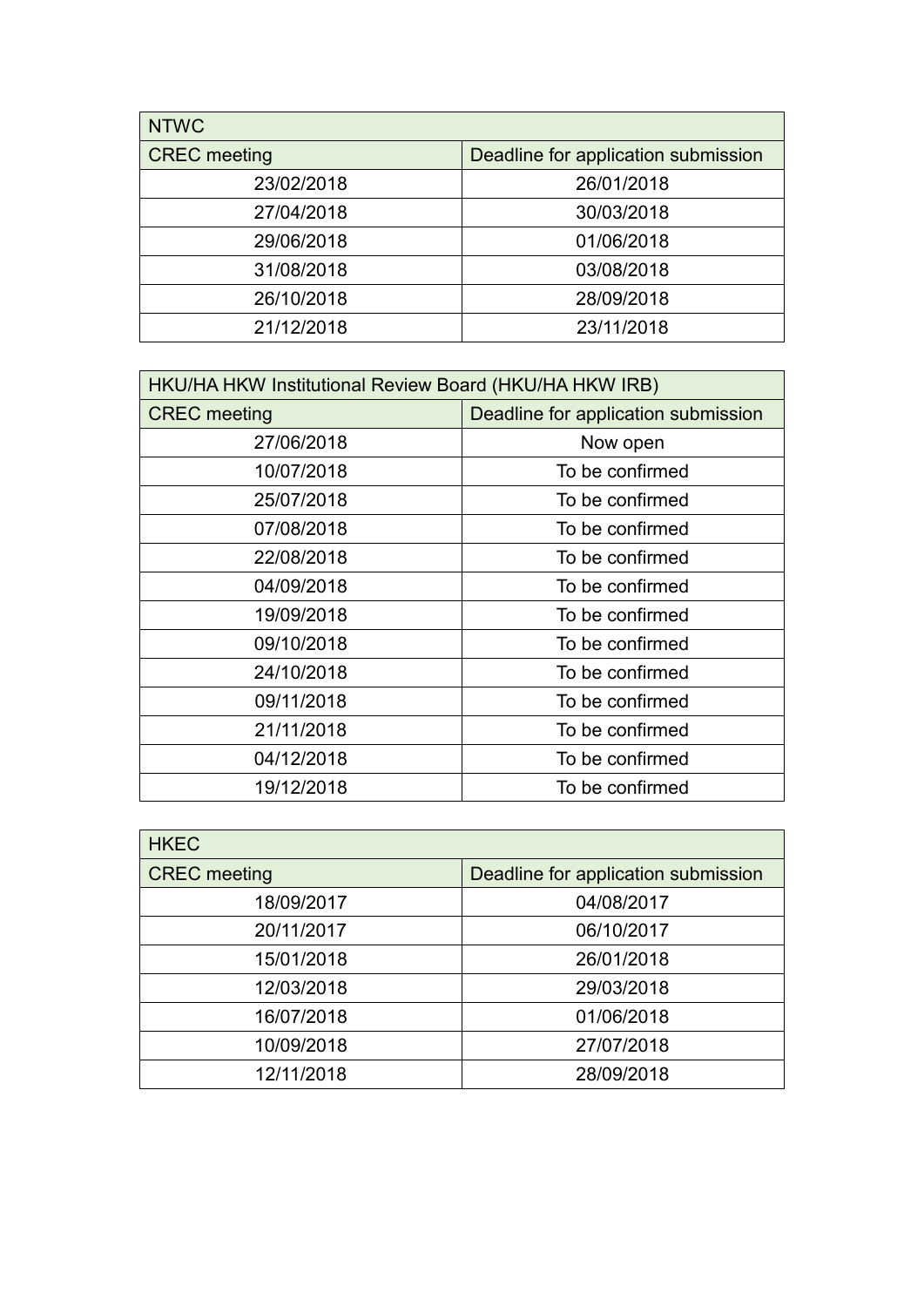| NTWC | |
|---|---|
| CREC meeting | Deadline for application submission |
| 23/02/2018 | 26/01/2018 |
| 27/04/2018 | 30/03/2018 |
| 29/06/2018 | 01/06/2018 |
| 31/08/2018 | 03/08/2018 |
| 26/10/2018 | 28/09/2018 |
| 21/12/2018 | 23/11/2018 |

| HKU/HA HKW Institutional Review Board (HKU/HA HKW IRB) | |
|---|---|
| CREC meeting | Deadline for application submission |
| 27/06/2018 | Now open |
| 10/07/2018 | To be confirmed |
| 25/07/2018 | To be confirmed |
| 07/08/2018 | To be confirmed |
| 22/08/2018 | To be confirmed |
| 04/09/2018 | To be confirmed |
| 19/09/2018 | To be confirmed |
| 09/10/2018 | To be confirmed |
| 24/10/2018 | To be confirmed |
| 09/11/2018 | To be confirmed |
| 21/11/2018 | To be confirmed |
| 04/12/2018 | To be confirmed |
| 19/12/2018 | To be confirmed |

| HKEC | |
|---|---|
| CREC meeting | Deadline for application submission |
| 18/09/2017 | 04/08/2017 |
| 20/11/2017 | 06/10/2017 |
| 15/01/2018 | 26/01/2018 |
| 12/03/2018 | 29/03/2018 |
| 16/07/2018 | 01/06/2018 |
| 10/09/2018 | 27/07/2018 |
| 12/11/2018 | 28/09/2018 |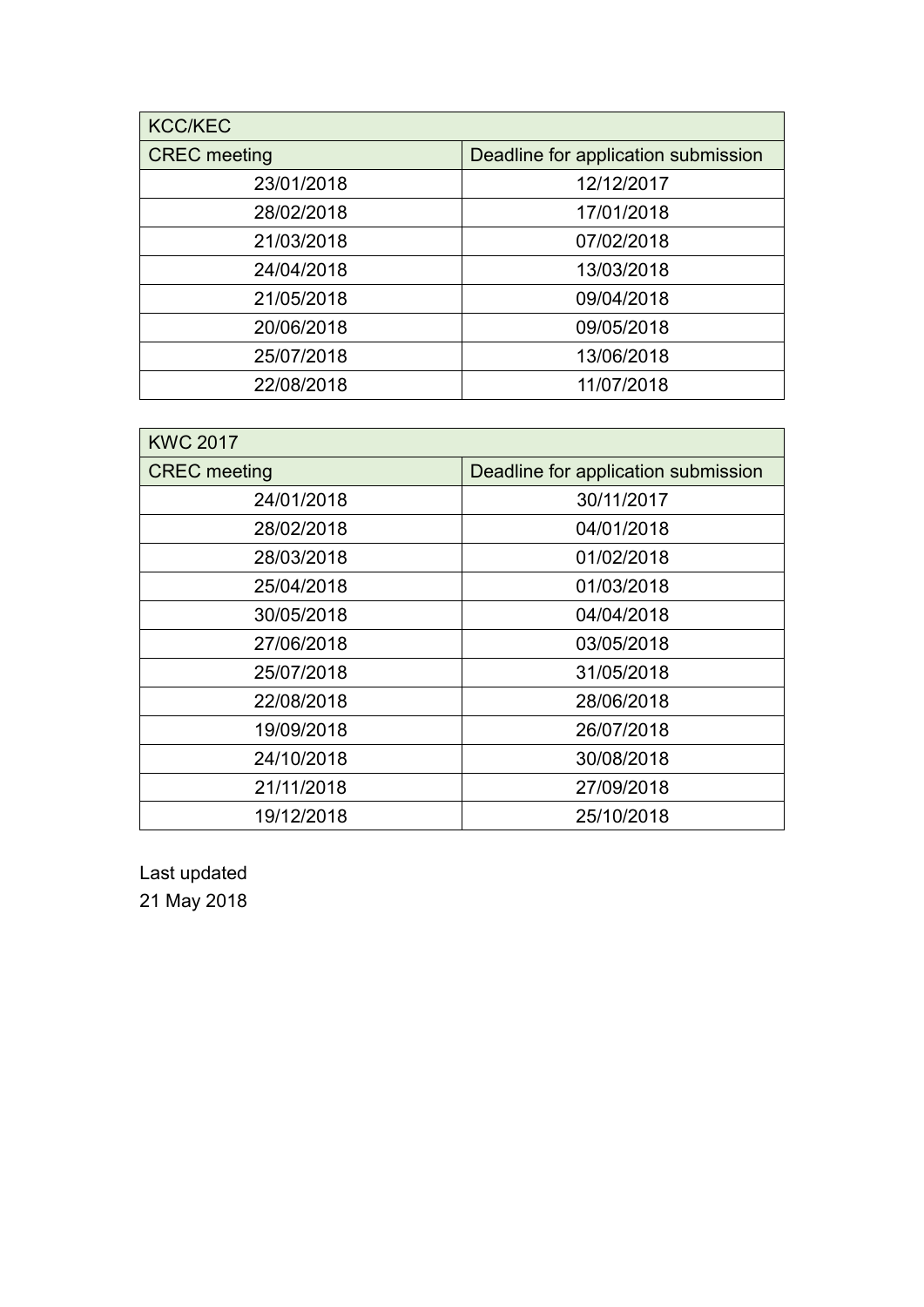| KCC/KEC | |
|---|---|
| CREC meeting | Deadline for application submission |
| 23/01/2018 | 12/12/2017 |
| 28/02/2018 | 17/01/2018 |
| 21/03/2018 | 07/02/2018 |
| 24/04/2018 | 13/03/2018 |
| 21/05/2018 | 09/04/2018 |
| 20/06/2018 | 09/05/2018 |
| 25/07/2018 | 13/06/2018 |
| 22/08/2018 | 11/07/2018 |

| KWC 2017 | |
|---|---|
| CREC meeting | Deadline for application submission |
| 24/01/2018 | 30/11/2017 |
| 28/02/2018 | 04/01/2018 |
| 28/03/2018 | 01/02/2018 |
| 25/04/2018 | 01/03/2018 |
| 30/05/2018 | 04/04/2018 |
| 27/06/2018 | 03/05/2018 |
| 25/07/2018 | 31/05/2018 |
| 22/08/2018 | 28/06/2018 |
| 19/09/2018 | 26/07/2018 |
| 24/10/2018 | 30/08/2018 |
| 21/11/2018 | 27/09/2018 |
| 19/12/2018 | 25/10/2018 |

Last updated
21 May 2018